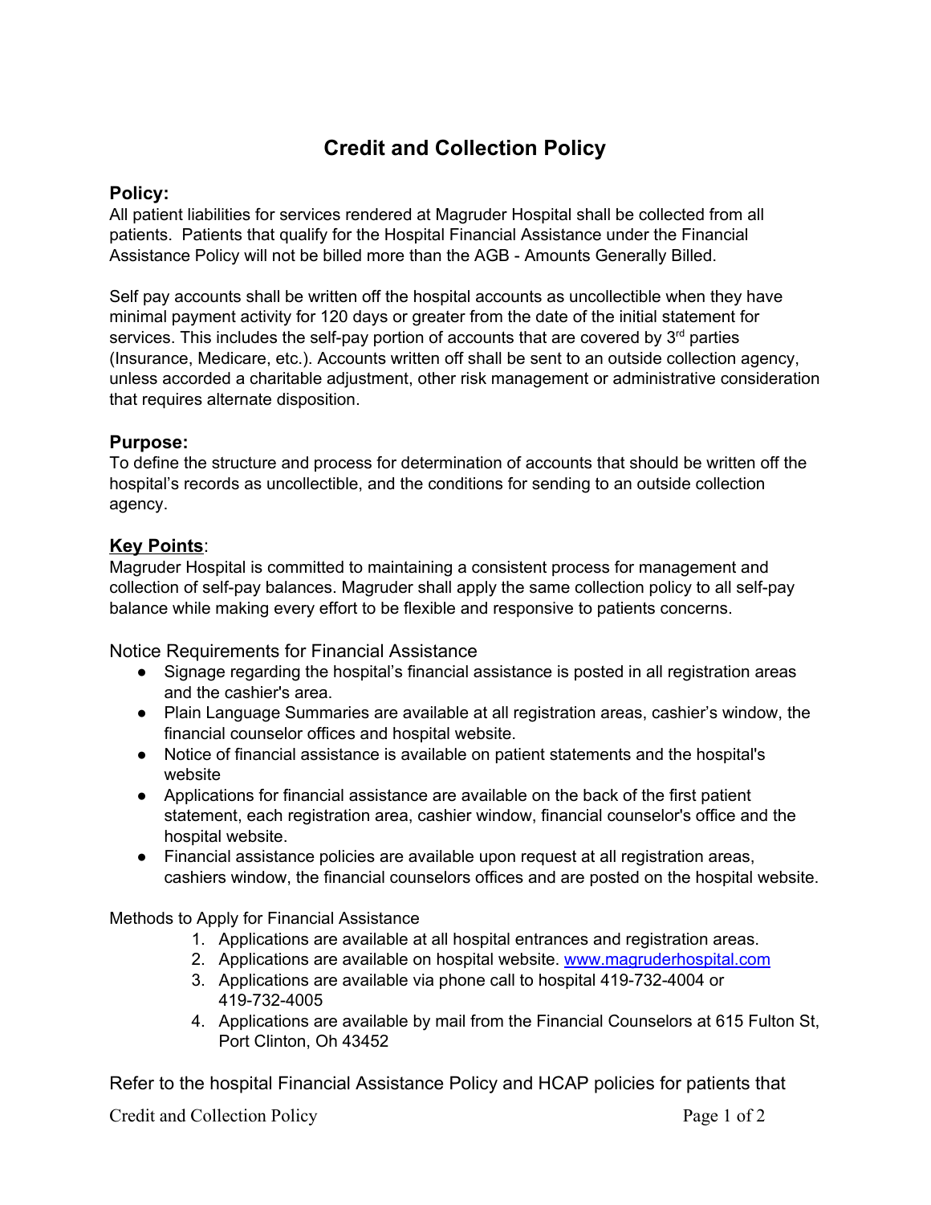# Credit and Collection Policy

## Policy:

All patient liabilities for services rendered at Magruder Hospital shall be collected from all patients. Patients that qualify for the Hospital Financial Assistance under the Financial Assistance Policy will not be billed more than the AGB - Amounts Generally Billed.

Self pay accounts shall be written off the hospital accounts as uncollectible when they have minimal payment activity for 120 days or greater from the date of the initial statement for services. This includes the self-pay portion of accounts that are covered by 3rd parties (Insurance, Medicare, etc.). Accounts written off shall be sent to an outside collection agency, unless accorded a charitable adjustment, other risk management or administrative consideration that requires alternate disposition.

## Purpose:

To define the structure and process for determination of accounts that should be written off the hospital's records as uncollectible, and the conditions for sending to an outside collection agency.

## Key Points:

Magruder Hospital is committed to maintaining a consistent process for management and collection of self-pay balances. Magruder shall apply the same collection policy to all self-pay balance while making every effort to be flexible and responsive to patients concerns.

Notice Requirements for Financial Assistance

- Signage regarding the hospital's financial assistance is posted in all registration areas and the cashier's area.
- Plain Language Summaries are available at all registration areas, cashier's window, the financial counselor offices and hospital website.
- Notice of financial assistance is available on patient statements and the hospital's website
- Applications for financial assistance are available on the back of the first patient statement, each registration area, cashier window, financial counselor's office and the hospital website.
- Financial assistance policies are available upon request at all registration areas, cashiers window, the financial counselors offices and are posted on the hospital website.

Methods to Apply for Financial Assistance

1. Applications are available at all hospital entrances and registration areas.
2. Applications are available on hospital website. [www.magruderhospital.com](http://www.magruderhospital.com)
3. Applications are available via phone call to hospital 419-732-4004 or 419-732-4005
4. Applications are available by mail from the Financial Counselors at 615 Fulton St, Port Clinton, Oh 43452

Refer to the hospital Financial Assistance Policy and HCAP policies for patients that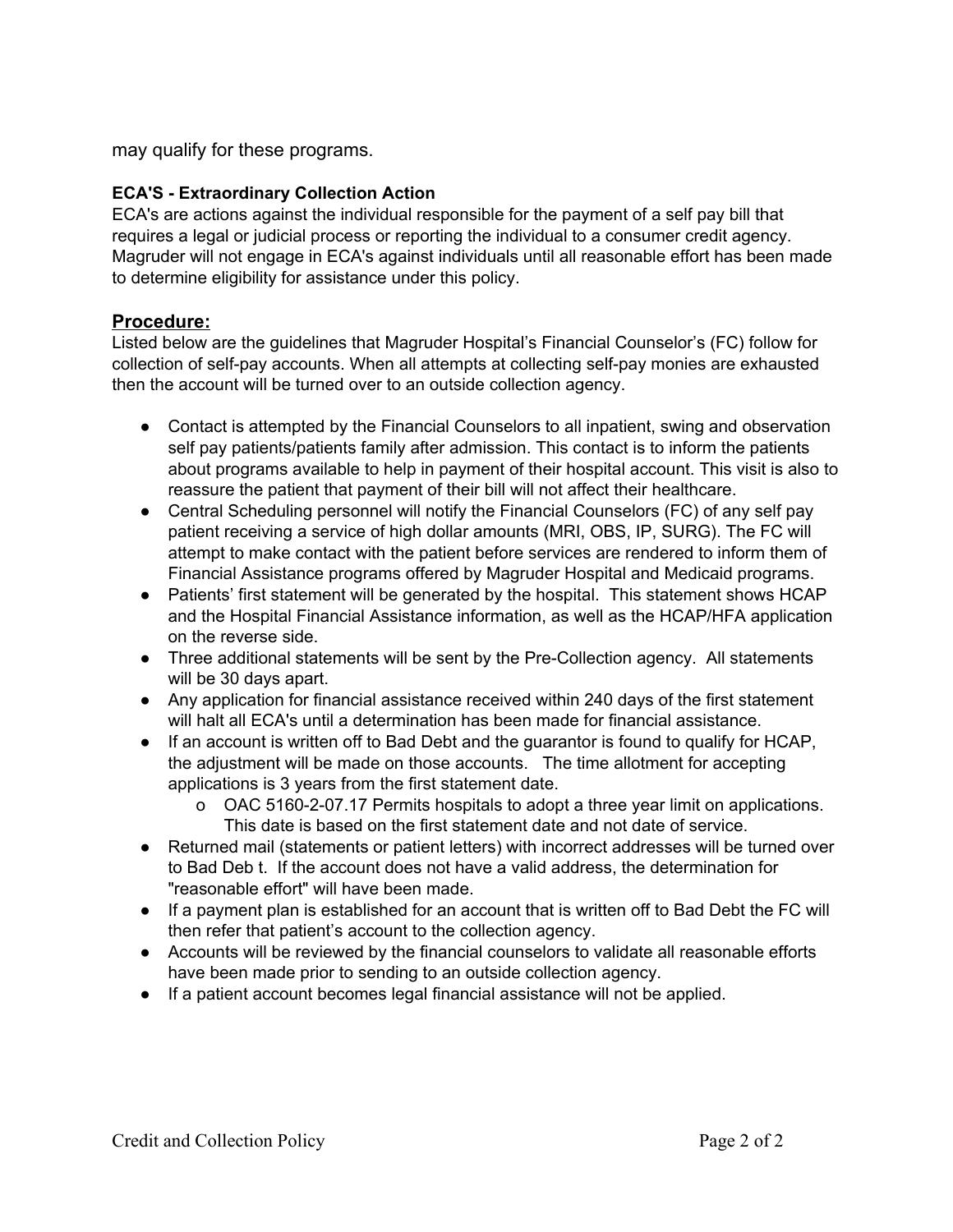may qualify for these programs.

**ECA'S - Extraordinary Collection Action**

ECA's are actions against the individual responsible for the payment of a self pay bill that requires a legal or judicial process or reporting the individual to a consumer credit agency. Magruder will not engage in ECA's against individuals until all reasonable effort has been made to determine eligibility for assistance under this policy.

## Procedure:

Listed below are the guidelines that Magruder Hospital's Financial Counselor's (FC) follow for collection of self-pay accounts. When all attempts at collecting self-pay monies are exhausted then the account will be turned over to an outside collection agency.

- Contact is attempted by the Financial Counselors to all inpatient, swing and observation self pay patients/patients family after admission. This contact is to inform the patients about programs available to help in payment of their hospital account. This visit is also to reassure the patient that payment of their bill will not affect their healthcare.
- Central Scheduling personnel will notify the Financial Counselors (FC) of any self pay patient receiving a service of high dollar amounts (MRI, OBS, IP, SURG). The FC will attempt to make contact with the patient before services are rendered to inform them of Financial Assistance programs offered by Magruder Hospital and Medicaid programs.
- Patients' first statement will be generated by the hospital. This statement shows HCAP and the Hospital Financial Assistance information, as well as the HCAP/HFA application on the reverse side.
- Three additional statements will be sent by the Pre-Collection agency. All statements will be 30 days apart.
- Any application for financial assistance received within 240 days of the first statement will halt all ECA's until a determination has been made for financial assistance.
- If an account is written off to Bad Debt and the guarantor is found to qualify for HCAP, the adjustment will be made on those accounts. The time allotment for accepting applications is 3 years from the first statement date.
  - OAC 5160-2-07.17 Permits hospitals to adopt a three year limit on applications. This date is based on the first statement date and not date of service.
- Returned mail (statements or patient letters) with incorrect addresses will be turned over to Bad Deb t. If the account does not have a valid address, the determination for "reasonable effort" will have been made.
- If a payment plan is established for an account that is written off to Bad Debt the FC will then refer that patient's account to the collection agency.
- Accounts will be reviewed by the financial counselors to validate all reasonable efforts have been made prior to sending to an outside collection agency.
- If a patient account becomes legal financial assistance will not be applied.